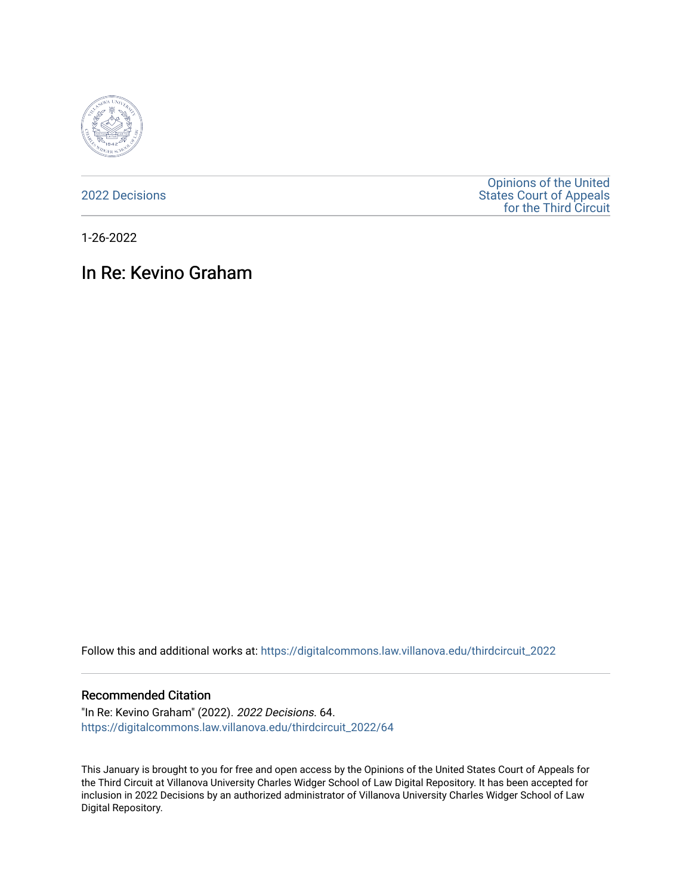2022 Decisions

Opinions of the United States Court of Appeals for the Third Circuit

1-26-2022

# In Re: Kevino Graham

Follow this and additional works at: https://digitalcommons.law.villanova.edu/thirdcircuit_2022

### Recommended Citation

"In Re: Kevino Graham" (2022). *2022 Decisions*. 64.
https://digitalcommons.law.villanova.edu/thirdcircuit_2022/64

This January is brought to you for free and open access by the Opinions of the United States Court of Appeals for the Third Circuit at Villanova University Charles Widger School of Law Digital Repository. It has been accepted for inclusion in 2022 Decisions by an authorized administrator of Villanova University Charles Widger School of Law Digital Repository.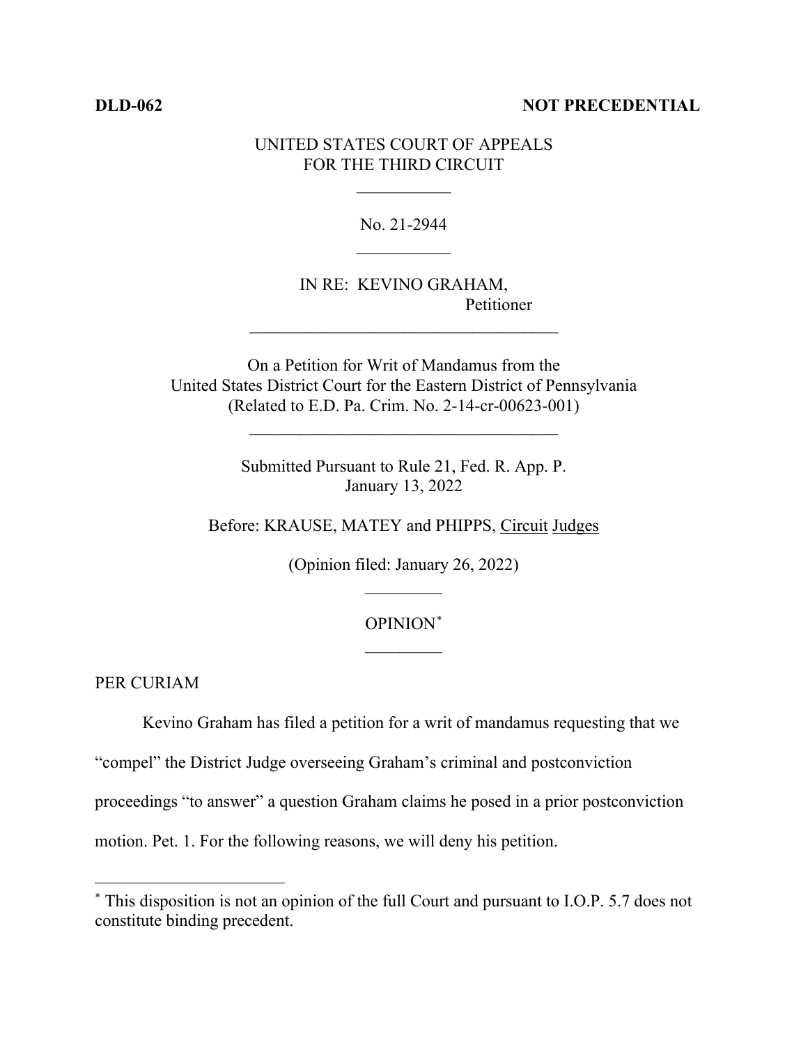**DLD-062** **NOT PRECEDENTIAL**

UNITED STATES COURT OF APPEALS
FOR THE THIRD CIRCUIT

\_\_\_\_\_\_\_\_\_\_\_

No. 21-2944

\_\_\_\_\_\_\_\_\_\_\_

IN RE: KEVINO GRAHAM,
Petitioner

\_\_\_\_\_\_\_\_\_\_\_\_\_\_\_\_\_\_\_\_\_\_\_\_\_\_\_\_\_\_\_\_\_\_\_\_

On a Petition for Writ of Mandamus from the
United States District Court for the Eastern District of Pennsylvania
(Related to E.D. Pa. Crim. No. 2-14-cr-00623-001)

\_\_\_\_\_\_\_\_\_\_\_\_\_\_\_\_\_\_\_\_\_\_\_\_\_\_\_\_\_\_\_\_\_\_\_\_

Submitted Pursuant to Rule 21, Fed. R. App. P.
January 13, 2022

Before: KRAUSE, MATEY and PHIPPS, Circuit Judges

(Opinion filed: January 26, 2022)

\_\_\_\_\_\_\_\_\_

OPINION[*]

\_\_\_\_\_\_\_\_\_

PER CURIAM

Kevino Graham has filed a petition for a writ of mandamus requesting that we "compel" the District Judge overseeing Graham's criminal and postconviction proceedings "to answer" a question Graham claims he posed in a prior postconviction motion. Pet. 1. For the following reasons, we will deny his petition.

---

[*] This disposition is not an opinion of the full Court and pursuant to I.O.P. 5.7 does not constitute binding precedent.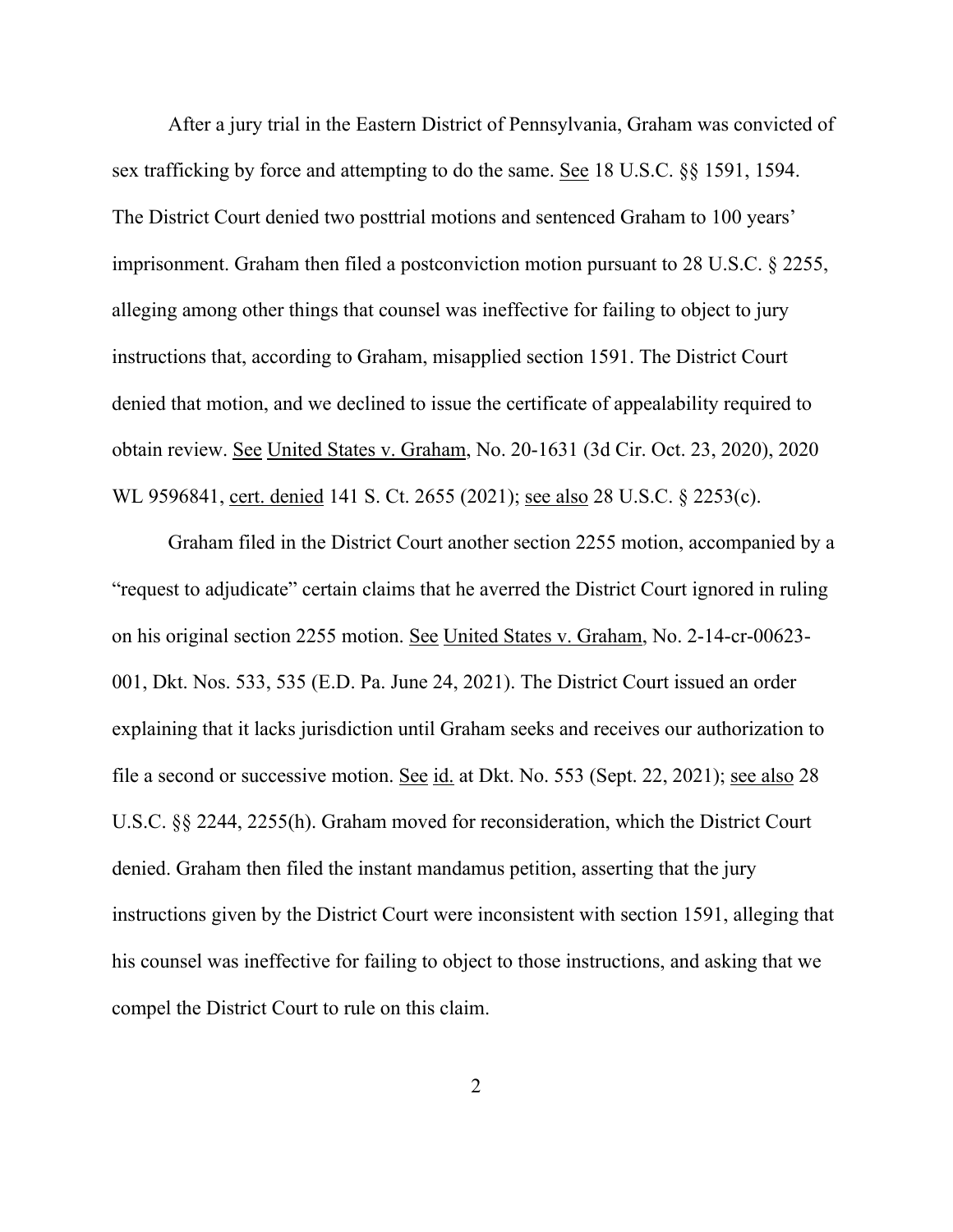After a jury trial in the Eastern District of Pennsylvania, Graham was convicted of sex trafficking by force and attempting to do the same. See 18 U.S.C. §§ 1591, 1594. The District Court denied two posttrial motions and sentenced Graham to 100 years' imprisonment. Graham then filed a postconviction motion pursuant to 28 U.S.C. § 2255, alleging among other things that counsel was ineffective for failing to object to jury instructions that, according to Graham, misapplied section 1591. The District Court denied that motion, and we declined to issue the certificate of appealability required to obtain review. See United States v. Graham, No. 20-1631 (3d Cir. Oct. 23, 2020), 2020 WL 9596841, cert. denied 141 S. Ct. 2655 (2021); see also 28 U.S.C. § 2253(c).

Graham filed in the District Court another section 2255 motion, accompanied by a "request to adjudicate" certain claims that he averred the District Court ignored in ruling on his original section 2255 motion. See United States v. Graham, No. 2-14-cr-00623-001, Dkt. Nos. 533, 535 (E.D. Pa. June 24, 2021). The District Court issued an order explaining that it lacks jurisdiction until Graham seeks and receives our authorization to file a second or successive motion. See id. at Dkt. No. 553 (Sept. 22, 2021); see also 28 U.S.C. §§ 2244, 2255(h). Graham moved for reconsideration, which the District Court denied. Graham then filed the instant mandamus petition, asserting that the jury instructions given by the District Court were inconsistent with section 1591, alleging that his counsel was ineffective for failing to object to those instructions, and asking that we compel the District Court to rule on this claim.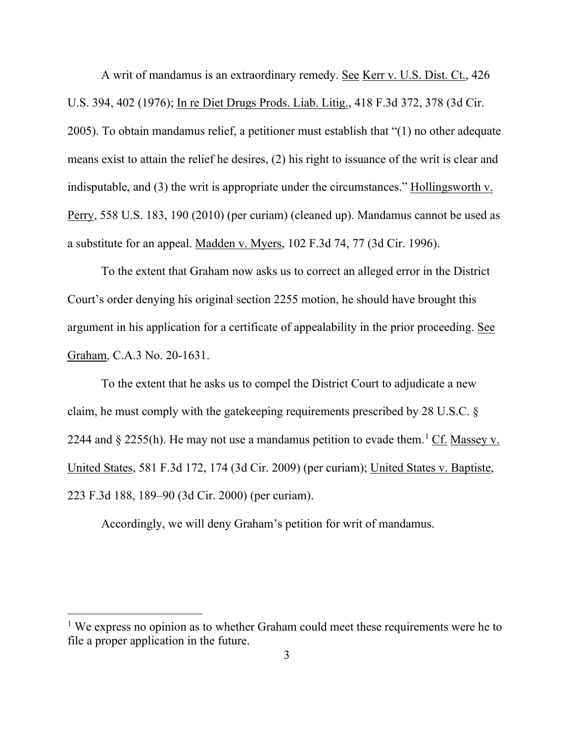A writ of mandamus is an extraordinary remedy. See Kerr v. U.S. Dist. Ct., 426 U.S. 394, 402 (1976); In re Diet Drugs Prods. Liab. Litig., 418 F.3d 372, 378 (3d Cir. 2005). To obtain mandamus relief, a petitioner must establish that "(1) no other adequate means exist to attain the relief he desires, (2) his right to issuance of the writ is clear and indisputable, and (3) the writ is appropriate under the circumstances." Hollingsworth v. Perry, 558 U.S. 183, 190 (2010) (per curiam) (cleaned up). Mandamus cannot be used as a substitute for an appeal. Madden v. Myers, 102 F.3d 74, 77 (3d Cir. 1996).

To the extent that Graham now asks us to correct an alleged error in the District Court's order denying his original section 2255 motion, he should have brought this argument in his application for a certificate of appealability in the prior proceeding. See Graham, C.A.3 No. 20-1631.

To the extent that he asks us to compel the District Court to adjudicate a new claim, he must comply with the gatekeeping requirements prescribed by 28 U.S.C. § 2244 and § 2255(h). He may not use a mandamus petition to evade them.[1] Cf. Massey v. United States, 581 F.3d 172, 174 (3d Cir. 2009) (per curiam); United States v. Baptiste, 223 F.3d 188, 189–90 (3d Cir. 2000) (per curiam).

Accordingly, we will deny Graham's petition for writ of mandamus.

---

[1] We express no opinion as to whether Graham could meet these requirements were he to file a proper application in the future.